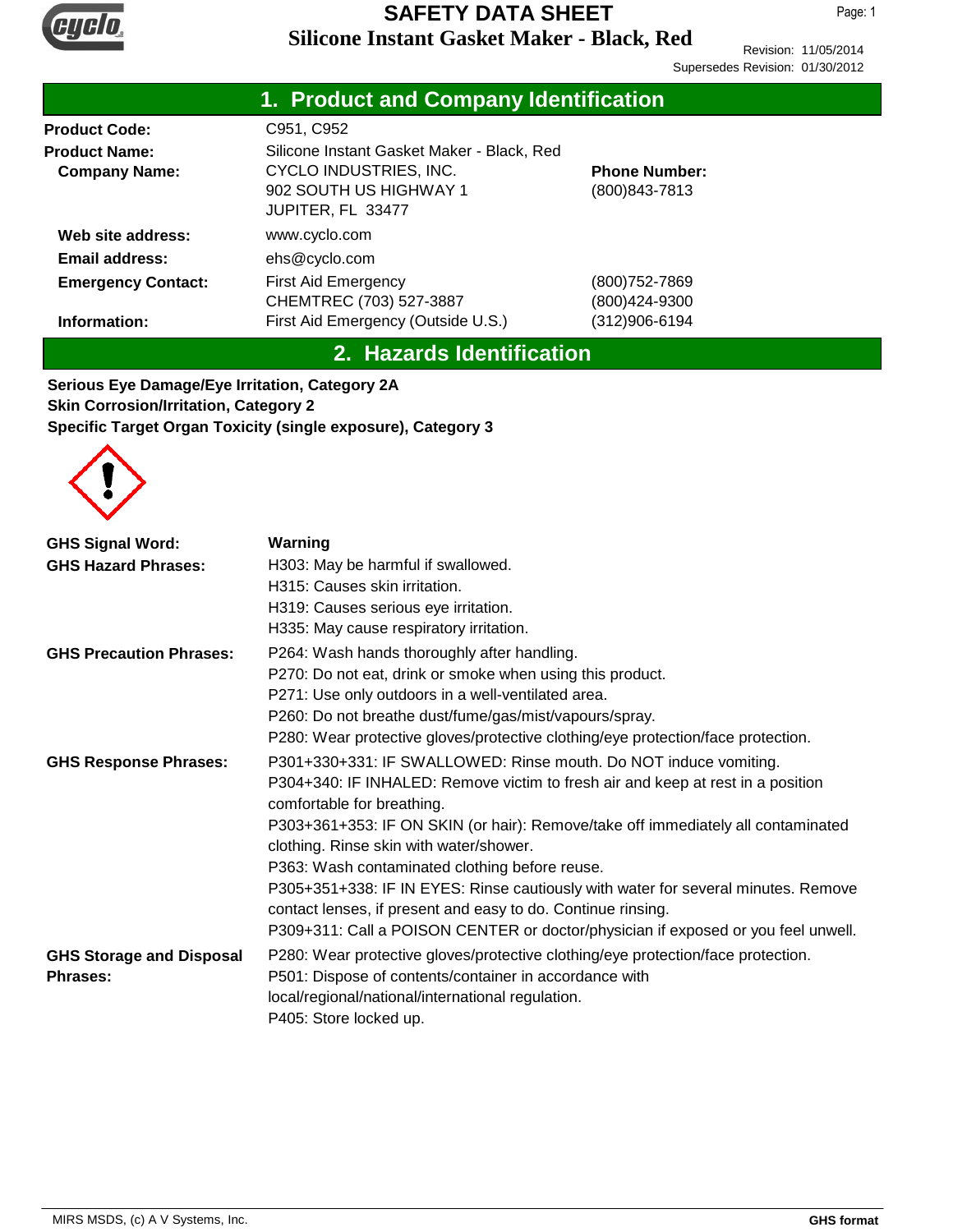# SAFETY DATA SHEET
## Silicone Instant Gasket Maker - Black, Red

Revision: 11/05/2014
Supersedes Revision: 01/30/2012

## 1. Product and Company Identification

| | | |
|---|---|---|
| **Product Code:** | C951, C952 | |
| **Product Name:** | Silicone Instant Gasket Maker - Black, Red | |
| **Company Name:** | CYCLO INDUSTRIES, INC.<br>902 SOUTH US HIGHWAY 1<br>JUPITER, FL 33477 | **Phone Number:**<br>(800)843-7813 |
| **Web site address:** | www.cyclo.com | |
| **Email address:** | ehs@cyclo.com | |
| **Emergency Contact:** | First Aid Emergency<br>CHEMTREC (703) 527-3887 | (800)752-7869<br>(800)424-9300 |
| **Information:** | First Aid Emergency (Outside U.S.) | (312)906-6194 |

## 2. Hazards Identification

**Serious Eye Damage/Eye Irritation, Category 2A**
**Skin Corrosion/Irritation, Category 2**
**Specific Target Organ Toxicity (single exposure), Category 3**

**GHS Signal Word:** **Warning**

**GHS Hazard Phrases:**
H303: May be harmful if swallowed.
H315: Causes skin irritation.
H319: Causes serious eye irritation.
H335: May cause respiratory irritation.

**GHS Precaution Phrases:**
P264: Wash hands thoroughly after handling.
P270: Do not eat, drink or smoke when using this product.
P271: Use only outdoors in a well-ventilated area.
P260: Do not breathe dust/fume/gas/mist/vapours/spray.
P280: Wear protective gloves/protective clothing/eye protection/face protection.

**GHS Response Phrases:**
P301+330+331: IF SWALLOWED: Rinse mouth. Do NOT induce vomiting.
P304+340: IF INHALED: Remove victim to fresh air and keep at rest in a position comfortable for breathing.
P303+361+353: IF ON SKIN (or hair): Remove/take off immediately all contaminated clothing. Rinse skin with water/shower.
P363: Wash contaminated clothing before reuse.
P305+351+338: IF IN EYES: Rinse cautiously with water for several minutes. Remove contact lenses, if present and easy to do. Continue rinsing.
P309+311: Call a POISON CENTER or doctor/physician if exposed or you feel unwell.

**GHS Storage and Disposal Phrases:**
P280: Wear protective gloves/protective clothing/eye protection/face protection.
P501: Dispose of contents/container in accordance with local/regional/national/international regulation.
P405: Store locked up.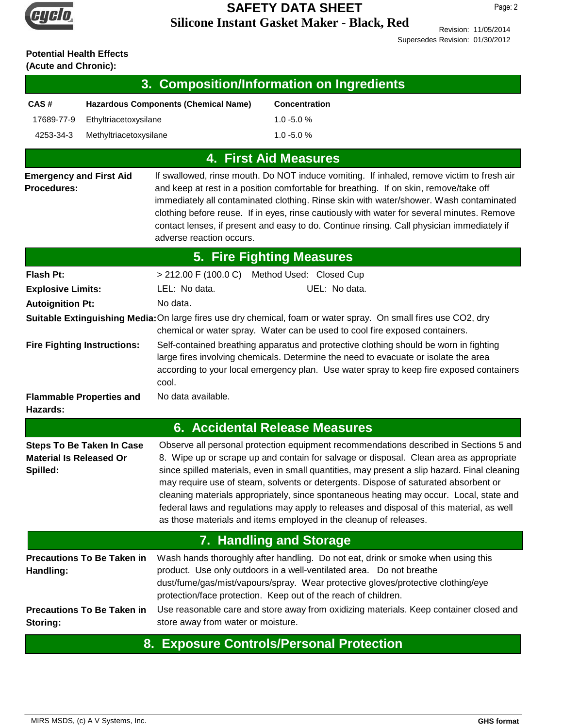**Potential Health Effects (Acute and Chronic):**

## 3. Composition/Information on Ingredients

| CAS # | Hazardous Components (Chemical Name) | Concentration |
|---|---|---|
| 17689-77-9 | Ethyltriacetoxysilane | 1.0 -5.0 % |
| 4253-34-3 | Methyltriacetoxysilane | 1.0 -5.0 % |

## 4. First Aid Measures

**Emergency and First Aid Procedures:** If swallowed, rinse mouth. Do NOT induce vomiting. If inhaled, remove victim to fresh air and keep at rest in a position comfortable for breathing. If on skin, remove/take off immediately all contaminated clothing. Rinse skin with water/shower. Wash contaminated clothing before reuse. If in eyes, rinse cautiously with water for several minutes. Remove contact lenses, if present and easy to do. Continue rinsing. Call physician immediately if adverse reaction occurs.

## 5. Fire Fighting Measures

**Flash Pt:** > 212.00 F (100.0 C) Method Used: Closed Cup

**Explosive Limits:** LEL: No data. UEL: No data.

**Autoignition Pt:** No data.

**Suitable Extinguishing Media:** On large fires use dry chemical, foam or water spray. On small fires use CO2, dry chemical or water spray. Water can be used to cool fire exposed containers.

**Fire Fighting Instructions:** Self-contained breathing apparatus and protective clothing should be worn in fighting large fires involving chemicals. Determine the need to evacuate or isolate the area according to your local emergency plan. Use water spray to keep fire exposed containers cool.

**Flammable Properties and Hazards:** No data available.

## 6. Accidental Release Measures

**Steps To Be Taken In Case Material Is Released Or Spilled:** Observe all personal protection equipment recommendations described in Sections 5 and 8. Wipe up or scrape up and contain for salvage or disposal. Clean area as appropriate since spilled materials, even in small quantities, may present a slip hazard. Final cleaning may require use of steam, solvents or detergents. Dispose of saturated absorbent or cleaning materials appropriately, since spontaneous heating may occur. Local, state and federal laws and regulations may apply to releases and disposal of this material, as well as those materials and items employed in the cleanup of releases.

## 7. Handling and Storage

**Precautions To Be Taken in Handling:** Wash hands thoroughly after handling. Do not eat, drink or smoke when using this product. Use only outdoors in a well-ventilated area. Do not breathe dust/fume/gas/mist/vapours/spray. Wear protective gloves/protective clothing/eye protection/face protection. Keep out of the reach of children.

**Precautions To Be Taken in Storing:** Use reasonable care and store away from oxidizing materials. Keep container closed and store away from water or moisture.

## 8. Exposure Controls/Personal Protection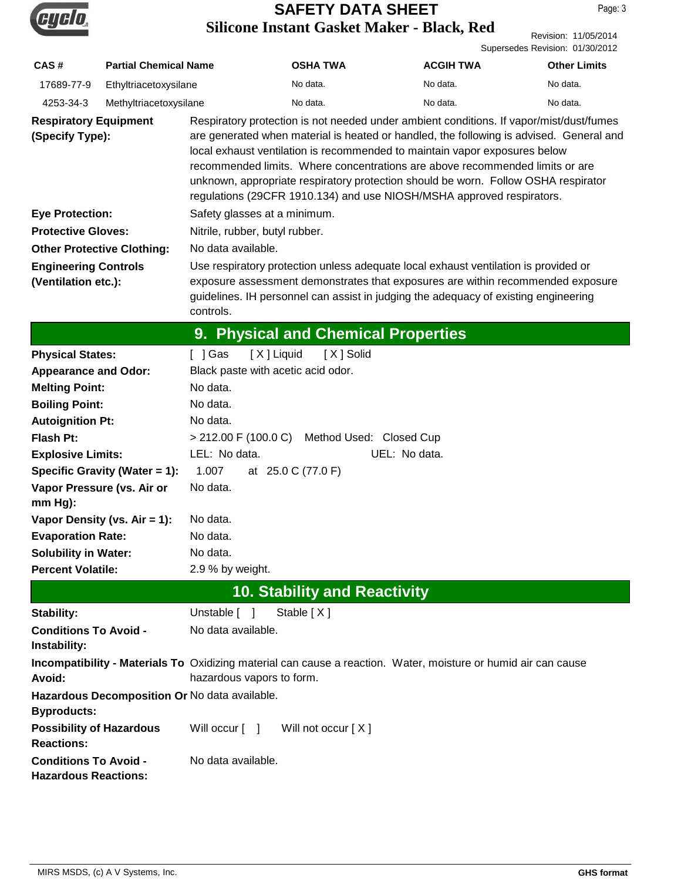| CAS # | Partial Chemical Name | OSHA TWA | ACGIH TWA | Other Limits |
| --- | --- | --- | --- | --- |
| 17689-77-9 | Ethyltriacetoxysilane | No data. | No data. | No data. |
| 4253-34-3 | Methyltriacetoxysilane | No data. | No data. | No data. |

**Respiratory Equipment (Specify Type):** Respiratory protection is not needed under ambient conditions. If vapor/mist/dust/fumes are generated when material is heated or handled, the following is advised. General and local exhaust ventilation is recommended to maintain vapor exposures below recommended limits. Where concentrations are above recommended limits or are unknown, appropriate respiratory protection should be worn. Follow OSHA respirator regulations (29CFR 1910.134) and use NIOSH/MSHA approved respirators.

**Eye Protection:** Safety glasses at a minimum.

**Protective Gloves:** Nitrile, rubber, butyl rubber.

**Other Protective Clothing:** No data available.

**Engineering Controls (Ventilation etc.):** Use respiratory protection unless adequate local exhaust ventilation is provided or exposure assessment demonstrates that exposures are within recommended exposure guidelines. IH personnel can assist in judging the adequacy of existing engineering controls.

## 9. Physical and Chemical Properties

**Physical States:** [ ] Gas [X] Liquid [X] Solid

**Appearance and Odor:** Black paste with acetic acid odor.

**Melting Point:** No data.

**Boiling Point:** No data.

**Autoignition Pt:** No data.

**Flash Pt:** > 212.00 F (100.0 C) Method Used: Closed Cup

**Explosive Limits:** LEL: No data. UEL: No data.

**Specific Gravity (Water = 1):** 1.007 at 25.0 C (77.0 F)

**Vapor Pressure (vs. Air or mm Hg):** No data.

**Vapor Density (vs. Air = 1):** No data.

**Evaporation Rate:** No data.

**Solubility in Water:** No data.

**Percent Volatile:** 2.9 % by weight.

## 10. Stability and Reactivity

**Stability:** Unstable [ ] Stable [X]

**Conditions To Avoid - Instability:** No data available.

**Incompatibility - Materials To Avoid:** Oxidizing material can cause a reaction. Water, moisture or humid air can cause hazardous vapors to form.

**Hazardous Decomposition Or Byproducts:** No data available.

**Possibility of Hazardous Reactions:** Will occur [ ] Will not occur [X]

**Conditions To Avoid - Hazardous Reactions:** No data available.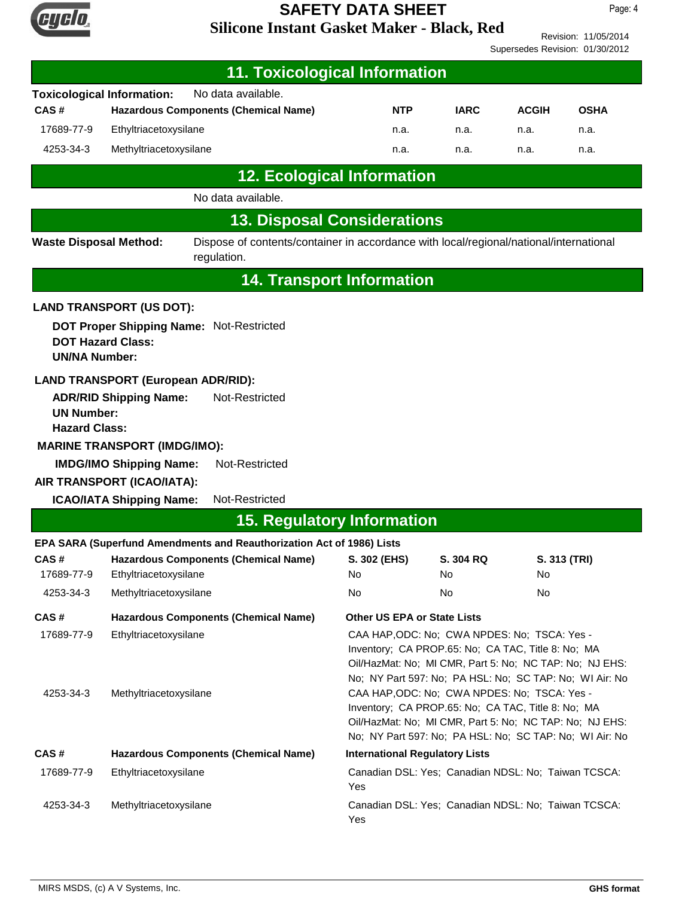## 11. Toxicological Information

**Toxicological Information:** No data available.

| CAS # | Hazardous Components (Chemical Name) | NTP | IARC | ACGIH | OSHA |
|---|---|---|---|---|---|
| 17689-77-9 | Ethyltriacetoxysilane | n.a. | n.a. | n.a. | n.a. |
| 4253-34-3 | Methyltriacetoxysilane | n.a. | n.a. | n.a. | n.a. |

## 12. Ecological Information

No data available.

## 13. Disposal Considerations

**Waste Disposal Method:** Dispose of contents/container in accordance with local/regional/national/international regulation.

## 14. Transport Information

**LAND TRANSPORT (US DOT):**

**DOT Proper Shipping Name:** Not-Restricted
**DOT Hazard Class:**
**UN/NA Number:**

**LAND TRANSPORT (European ADR/RID):**

**ADR/RID Shipping Name:** Not-Restricted
**UN Number:**
**Hazard Class:**

**MARINE TRANSPORT (IMDG/IMO):**

**IMDG/IMO Shipping Name:** Not-Restricted

**AIR TRANSPORT (ICAO/IATA):**

**ICAO/IATA Shipping Name:** Not-Restricted

## 15. Regulatory Information

**EPA SARA (Superfund Amendments and Reauthorization Act of 1986) Lists**

| CAS # | Hazardous Components (Chemical Name) | S. 302 (EHS) | S. 304 RQ | S. 313 (TRI) |
|---|---|---|---|---|
| 17689-77-9 | Ethyltriacetoxysilane | No | No | No |
| 4253-34-3 | Methyltriacetoxysilane | No | No | No |

| CAS # | Hazardous Components (Chemical Name) | Other US EPA or State Lists |
|---|---|---|
| 17689-77-9 | Ethyltriacetoxysilane | CAA HAP,ODC: No; CWA NPDES: No; TSCA: Yes - Inventory; CA PROP.65: No; CA TAC, Title 8: No; MA Oil/HazMat: No; MI CMR, Part 5: No; NC TAP: No; NJ EHS: No; NY Part 597: No; PA HSL: No; SC TAP: No; WI Air: No |
| 4253-34-3 | Methyltriacetoxysilane | CAA HAP,ODC: No; CWA NPDES: No; TSCA: Yes - Inventory; CA PROP.65: No; CA TAC, Title 8: No; MA Oil/HazMat: No; MI CMR, Part 5: No; NC TAP: No; NJ EHS: No; NY Part 597: No; PA HSL: No; SC TAP: No; WI Air: No |

| CAS # | Hazardous Components (Chemical Name) | International Regulatory Lists |
|---|---|---|
| 17689-77-9 | Ethyltriacetoxysilane | Canadian DSL: Yes; Canadian NDSL: No; Taiwan TCSCA: Yes |
| 4253-34-3 | Methyltriacetoxysilane | Canadian DSL: Yes; Canadian NDSL: No; Taiwan TCSCA: Yes |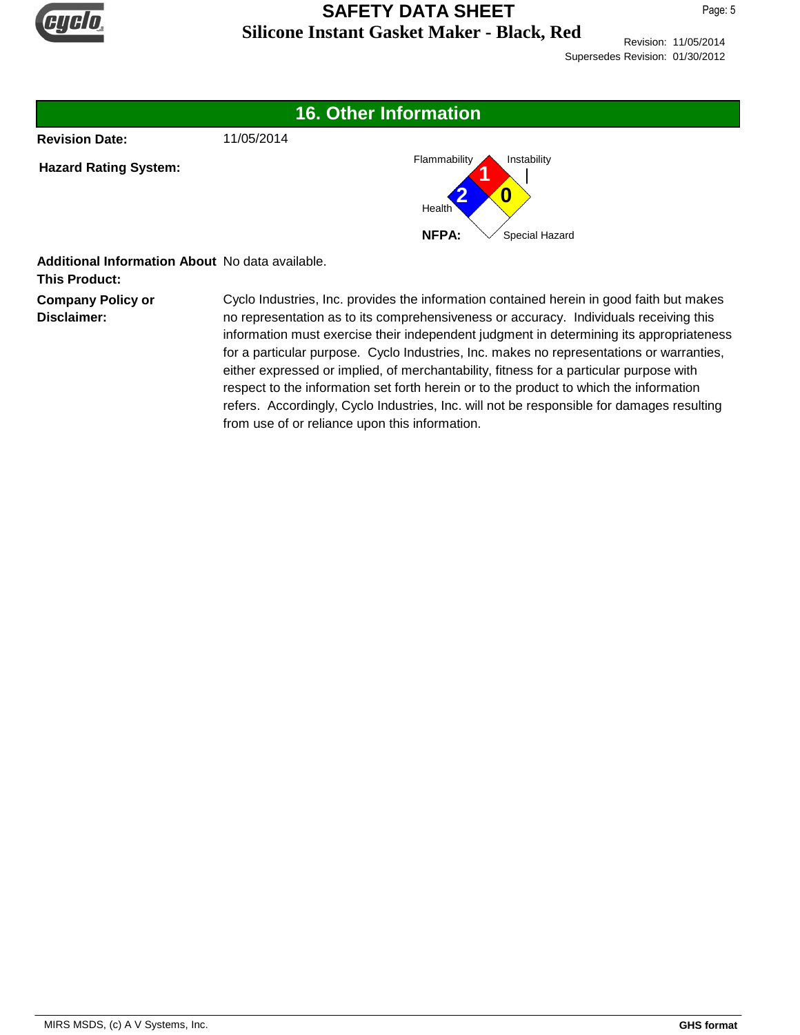## 16. Other Information

**Revision Date:** 11/05/2014

**Hazard Rating System:**

NFPA:
Flammability 1
Health 2
Instability 0
Special Hazard

**Additional Information About This Product:** No data available.

**Company Policy or Disclaimer:** Cyclo Industries, Inc. provides the information contained herein in good faith but makes no representation as to its comprehensiveness or accuracy. Individuals receiving this information must exercise their independent judgment in determining its appropriateness for a particular purpose. Cyclo Industries, Inc. makes no representations or warranties, either expressed or implied, of merchantability, fitness for a particular purpose with respect to the information set forth herein or to the product to which the information refers. Accordingly, Cyclo Industries, Inc. will not be responsible for damages resulting from use of or reliance upon this information.